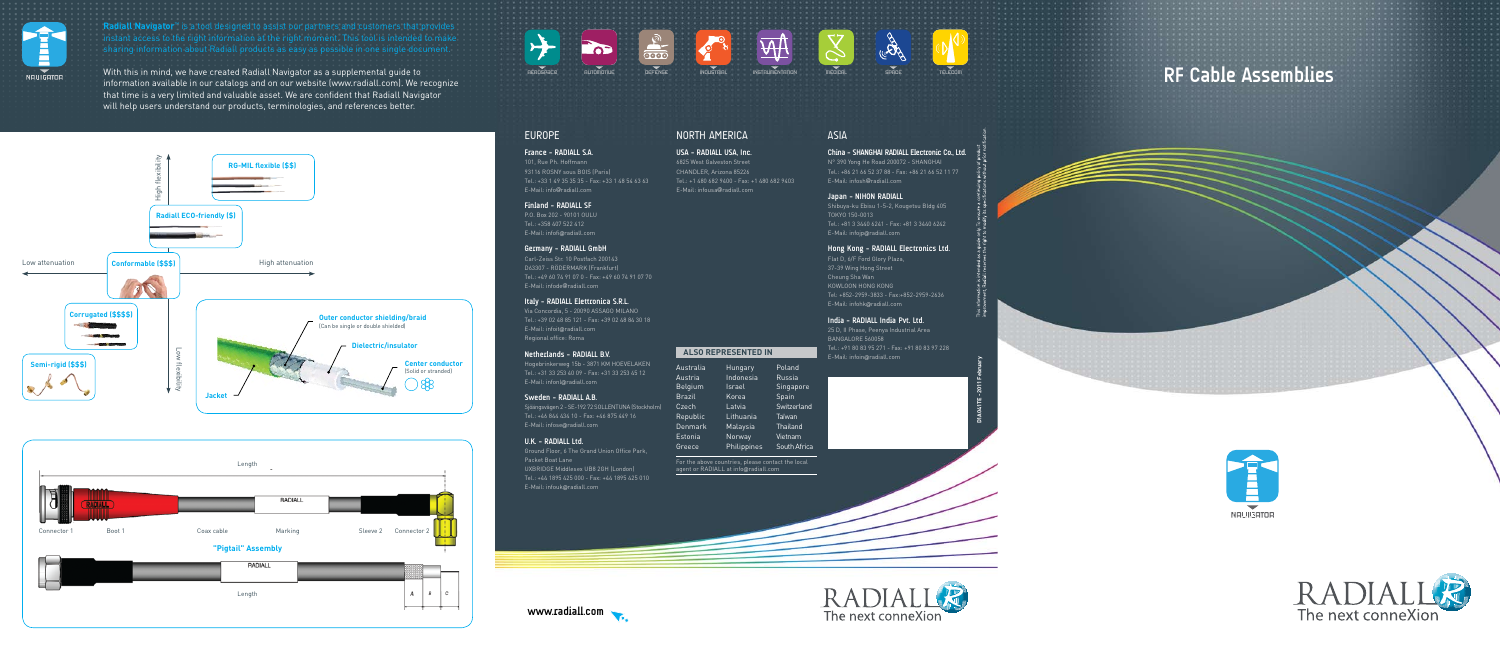"Radiall Navigator" is a tool designed to assist our partners and customers that provides instant access to the right information at the right moment. This tool is intended to make sharing information about Radiall products as easy as possible in one single document.

With this in mind, we have created Radiall Navigator as a supplemental guide to information available in our catalogs and on our website (www.radiall.com). We recognize that time is a very limited and valuable asset. We are confident that Radiall Navigator will help users understand our products, terminologies, and references better.

AEROSPACE AUTOMOTIVE DEFENSE INDUSTRIAL INSTRUMENTATION MEDICAL SPACE TELECOM

High flexibility

RG-MIL flexible ($$)

Radiall ECO-friendly ($)

Low attenuation

Conformable ($$$)

High attenuation

Corrugated ($$$$)

Semi-rigid ($$$)

Low flexibility

Outer conductor shielding/braid (Can be single or double shielded)

Dielectric/insulator

Center conductor (Solid or stranded)

Jacket

Length

Connector 1 Boot 1 Coax cable Marking Sleeve 2 Connector 2

"Pigtail" Assembly

Length

A B C

## EUROPE

**France - RADIALL S.A.**
101, Rue Ph. Hoffmann
93116 ROSNY sous BOIS (Paris)
Tel.: +33 1 49 35 35 35 - Fax: +33 1 48 54 63 63
E-Mail: info@radiall.com

**Finland - RADIALL SF**
P.O. Box 202 - 90101 OULU
Tel.: +358 407 522 412
E-Mail: infofi@radiall.com

**Germany - RADIALL GmbH**
Carl-Zeiss-Str. 10 Postfach 200143
D63307 - RODERMARK (Frankfurt)
Tel.: +49 60 74 91 07 0 - Fax: +49 60 74 91 07 70
E-Mail: infode@radiall.com

**Italy - RADIALL Elettronica S.R.L.**
Via Concordia, 5 - 20090 ASSAGO MILANO
Tel.: +39 02 48 85 121 - Fax: +39 02 48 84 30 18
E-Mail: infoit@radiall.com
Regional office: Roma

**Netherlands - RADIALL B.V.**
Hogebrinkerweg 15b - 3871 KM HOEVELAKEN
Tel.: +31 33 253 40 09 - Fax: +31 33 253 45 12
E-Mail: infonl@radiall.com

**Sweden - RADIALL A.B.**
Sjöängsvägen 2 - SE-192 72 SOLLENTUNA (Stockholm)
Tel.: +46 844 434 10 - Fax: +46 875 449 16
E-Mail: infose@radiall.com

**U.K. - RADIALL Ltd.**
Ground Floor, 6 The Grand Union Office Park,
Packet Boat Lane
UXBRIDGE Middlesex UB8 2GH (London)
Tel.: +44 1895 425 000 - Fax: +44 1895 425 010
E-Mail: infouk@radiall.com

## NORTH AMERICA

**USA - RADIALL USA, Inc.**
6825 West Galveston Street
CHANDLER, Arizona 85226
Tel.: +1 480 682 9400 - Fax: +1 480 682 9403
E-Mail: infousa@radiall.com

### ALSO REPRESENTED IN

| Australia | Hungary | Poland |
|---|---|---|
| Austria | Indonesia | Russia |
| Belgium | Israel | Singapore |
| Brazil | Korea | Spain |
| Czech Republic | Latvia | Switzerland |
| Denmark | Lithuania | Taiwan |
| Estonia | Malaysia | Thailand |
| Greece | Norway | Vietnam |
| | Philippines | South Africa |

For the above countries, please contact the local agent or RADIALL at info@radiall.com

## ASIA

**China - SHANGHAI RADIALL Electronic Co, Ltd.**
N° 390 Yong He Road 200072 - SHANGHAI
Tel.: +86 21 66 52 37 88 - Fax: +86 21 66 52 11 77
E-Mail: infosh@radiall.com

**Japan - NIHON RADIALL**
Shibuya-ku Ebisu 1-5-2, Kougetsu Bldg 405
TOKYO 150-0013
Tel.: +81 3 3440 6241 - Fax: +81 3 3440 6242
E-Mail: infojp@radiall.com

**Hong Kong - RADIALL Electronics Ltd.**
Flat D, 6/F Ford Glory Plaza,
37-39 Wing Hong Street
Cheung Sha Wan
KOWLOON HONG KONG
Tel.: +852-2959-3833 - Fax:+852-2959-2636
E-Mail: infohk@radiall.com

**India - RADIALL India Pvt. Ltd.**
25 D, II Phase, Peenya Industrial Area
BANGALORE 560058
Tel.: +91 80 83 95 271 - Fax: +91 80 83 97 228
E-Mail: infoin@radiall.com

This information is intended as a guide only. To ensure a continuing policy of product improvement, Radiall reserves the right to modify its specifications without prior notification.

D1ADALTE - 2011 February

www.radiall.com

RADIALL The next conneXion

# RF Cable Assemblies

NAVIGATOR

RADIALL The next conneXion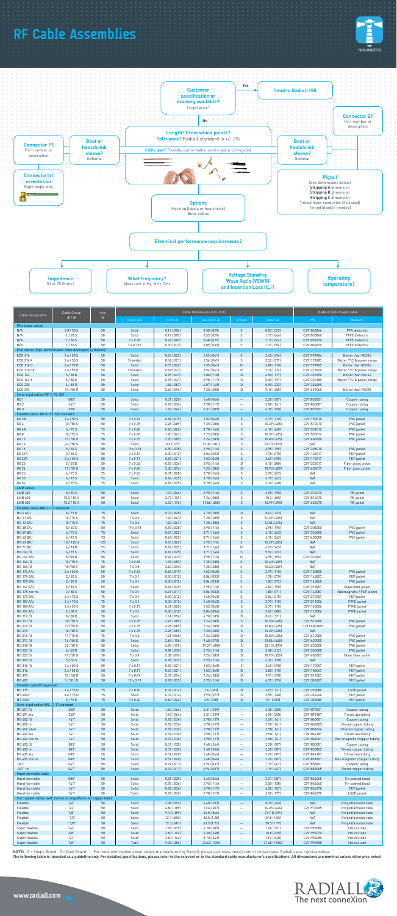# RF Cable Assemblies

Customer specification or drawing available? Target price?

Yes → Send to Radiall ISR

No

Connector 1? Part number or description

Boot or heatshrink sleeve? Optional

Length? From which points? Tolerance? Radiall standard is +/- 2%

Cable type? Flexible, conformable, semi-rigid or corrugated

Boot or heatshrink sleeve? Optional

Connector 2? Part number or description

Connector(s) orientation
Right angle only

Options
Marking (labels or heatshrink)
Bend radius

Pigtail
(See dimensions below)
Stripping A dimension
Stripping B dimension
Stripping C dimension
Tinned inner conductor (if needed)
Tinned braid (if needed)

Electrical performance requirements?

Impedence
50 or 75 Ohms?

What frequency?
Measured in Hz, MHz, GHz

Voltage Standing Wave Ratio (VSWR) and Insertion Loss (IL)?

Operating temperature?

| Cable Designation | Cable Group Æ / W | Imp. W | Cable Dimensions mm (inch) | | | | | Radiall Cable if Applicable | |
|---|---|---|---|---|---|---|---|---|---|
| | | | Core Type | Core Æ | Insulator Æ | Screen | Outer Æ | P/N | Remark |
| **Microcoax cables** | | | | | | | | | |
| N/A | 0.8 / 50 S | 50 | Solid | 0.16 (.006) | 0.50 (.020) | S | 0.83 (.033) | C291042066 | PFA dielectric |
| N/A | 1 / 50 S | 50 | Solid | 0.17 (.007) | 0.52 (.020) | S | 1.17 (.046) | C291050060 | PTFE dielectric |
| N/A | 1 / 50 S | 50 | 7 x 0.08 | 0.24 (.009) | 0.68 (.027) | S | 1.13 (.044) | C291052270 | PTFE dielectric |
| N/A | 1 / 50 S | 50 | 7 x 0.102 | 0.30 (.012) | 0.89 (.035) | S | 1.37 (.054) | C291060070 | PTFE dielectric |
| **ECO cables (high-performance cable developed by Radiall)** | | | | | | | | | |
| ECO 316 | 2.6 / 50 S | 50 | Solid | 0.55 (.022) | 1.55 (.061) | S | 2.45 (.096) | C291999904 | Better than RG316 |
| ECO 316 X | 2.6 / 50 S | 50 | Stranded | 0.56 (.021) | 1.56 (.061) | S | 2.52 (.099) | C291171083 | Better T°C & power range |
| ECO 316 D | 2.6 / 50 D | 50 | Solid | 0.55 (.022) | 1.55 (.061) | D | 2.80 (.110) | C291999905 | Better than RG316 |
| ECO 316 DX | 2.6 / 50 D | 50 | Stranded | 0.56 (.021) | 1.56 (.061) | D | 3.16 (.124) | C291217020 | Better T°C & power range |
| ECO 162 | 5 / 50 D | 50 | Solid | 0.95 (.037) | 2.80 (.110) | D | 4.50 (.177) | C291325290 | Better than RG162 |
| ECO 162 X | 5 / 50 D | 50 | Solid | 0.95 (.037) | 2.98 (.117) | D | 5.00 (.197) | C291320180 | Better T°C & power range |
| ECO 230 | 6 / 50 D | 50 | Solid | 1.45 (.057) | 4.07 (.160) | D | 5.90 (.232) | C291326490 | |
| ECO 393 | 10 / 50 D | 50 | Solid | 2.40 (.094) | 7.25 (.285) | D | 9.10 (.358) | C291491060 | Better than RG393 |
| **Semi-rigid cables NF-C-93-551** | | | | | | | | | |
| KS 1 | .085" | 50 | Solid | 0.51 (.020) | 1.68 (.066) | -- | 2.20 (.087) | C291850001 | Copper tubing |
| KS 2 | .141" | 50 | Solid | 0.92 (.036) | 2.98 (.117) | -- | 3.58 (.141) | C291860001 | Copper tubing |
| KS 3 | .250" | 50 | Solid | 1.63 (.064) | 5.31 (.209) | -- | 6.35 (.250) | C291870001 | Copper tubing |
| **Flexible cables NF-C-93-550 standard** | | | | | | | | | |
| KX 3B | 2.6 / 50 S | 50 | 7 x 0.16 | 0.48 (.019) | 1.52 (.060) | S | 2.79 (.110) | C291150010 | PVC jacket |
| KX 4 | 10 / 50 S | 50 | 7 x 0.75 | 2.25 (.089) | 7.25 (.285) | S | 10.29 (.405) | C291510010 | PVC jacket |
| KX 6A | 6 / 75 S | 75 | 7 x 0.20 | 0.60 (.024) | 3.70 (.146) | S | 6.10 (.240) | C291251012 | PVC jacket |
| KX 8 | 10 / 75 S | 75 | 7 x 0.40 | 1.20 (.047) | 7.25 (.285) | S | 10.29 (.405) | C291550012 | PVC jacket |
| KX 13 | 11 / 50 D | 50 | 7 x 0.75 | 2.25 (.089) | 7.24 (.285) | D | 10.80 (.425) | C291600000 | PVC jacket |
| KX 14 | 22 / 50 S | 50 | Solid | 5.0 (.197) | 17.30 (.681) | S | 22.10 (.870) | N/A | |
| KX 15 | 5 / 50 S | 50 | 19 x 0.18 | 0.90 (.035) | 2.95 (.116) | S | 4.95 (.195) | C291305010 | PVC jacket |
| KX 21A | 2 / 50 S | 50 | 7 x 0.10 | 0.30 (.012) | 0.86 (.033) | S | 1.78 (.070) | C291145017 | FEP jacket |
| KX 22A | 2.6 / 50 S | 50 | 7 x 0.17 | 0.53 (.021) | 1.52 (.060) | S | 2.49 (.098) | C291170017 | FEP jacket |
| KX 23 | 5 / 50 D | 50 | 7 x 0.34 | 0.92 (.036) | 2.95 (.116) | D | 5.10 (.200) | C291322017 | Fiber glass jacket |
| KX 24 | 11 / 50 D | 50 | 7 x 0.80 | 2.40 (.094) | 7.25 (.285) | D | 10.90 (.429) | C291605017 | Fiber glass jacket |
| KX 25 | 6 / 75 S | 75 | 7 x 0.23 | 0.71 (.028) | 3.70 (.146) | S | 5.90 (.232) | N/A | |
| KX 30 | 6 / 93 S | 93 | Solid | 0.64 (.025) | 3.70 (.146) | S | 6.15 (.242) | N/A | |
| KX 52 | 6 / 75 S | 75 | Solid | 0.64 (.025) | 3.70 (.146) | S | 6.10 (.240) | N/A | |
| **LMR cables** | | | | | | | | | |
| LMR 200 | 5 / 50 S | 50 | Solid | 1.12 (.044) | 2.95 (.116) | S | 4.95 (.195) | C291316070 | PE jacket |
| LMR 400 | 10.3 / 50 S | 50 | Solid | 2.77 (.109) | 7.24 (.285) | S | 10.3 (.405) | C291516070 | PE jacket |
| LMR 600 | 15.2 / 50 S | 50 | Solid | 4.47 (.176) | 11.56 (.455) | S | 14.99 (.590) | C291626070 | PE jacket |
| **Flexible cables MIL-C-17 standard** | | | | | | | | | |
| RG 6 A/U | 8 / 75 D | 75 | Solid | 0.72 (.028) | 4.70 (.185) | D | 8.43 (.332) | N/A | |
| RG 11 A/U | 10 / 75 S | 75 | 7 x 0.4 | 1.20 (.047) | 7.25 (.285) | S | 10.29 (.405) | N/A | |
| RG 12 A/U | 10 / 75 S | 75 | 7 x 0.4 | 1.20 (.047) | 7.25 (.285) | S | 12.06 (.474) | N/A | |
| RG 58 C/U | 5 / 50 S | 50 | 19 x 0.18 | 0.90 (.035) | 2.95 (.116) | S | 4.95 (.195) | C291305000 | PVC jacket |
| RG 59 B/U | 6 / 75 S | 75 | Solid | 0.57 (.022) | 3.71 (.146) | S | 6.15 (.242) | C291340000 | PVC jacket |
| RG 62 B/U | 6 / 93 S | 93 | Solid | 0.64 (.025) | 3.71 (.146) | S | 6.15 (.242) | C291400000 | PVC jacket |
| RG 63 B/U | 10 / 125 S | 125 | Solid | 0.65 (.026) | 2.95 (.116) | S | 10.29 (.405) | N/A | |
| RG 71 B/U | 6 / 93 D | 93 | Solid | 0.64 (.025) | 3.71 (.146) | D | 6.22 (.245) | N/A | |
| RG 140 /U | 6 / 75 S | 75 | Solid | 0.64 (.025) | 3.71 (.146) | S | 5.92 (.233) | N/A | |
| RG 142 B/U | 5 / 50 D | 50 | Solid | 0.94 (.037) | 2.95 (.116) | D | 4.95 (.195) | C291320007 | |
| RG 164 /U | 10 / 75 S | 75 | 7 x 0.45 | 1.35 (.053) | 7.25 (.285) | S | 10.40 (.409) | N/A | |
| RG 165 /U | 10 / 50 S | 50 | 7 x 0.8 | 2.40 (.094) | 7.25 (.285) | S | 10.40 (.409) | N/A | |
| RG 174 A/U | 2.6 / 50 S | 50 | 7 x 0.16 | 0.48 (.019) | 1.52 (.060) | S | 2.79 (.110) | C291150000 | PVC jacket |
| RG 178 B/U | 2 / 50 S | 50 | 7 x 0.1 | 0.30 (.012) | 0.86 (.033) | S | 1.78 (.070) | C291145007 | FEP jacket |
| RG 178 B/U | 2 / 50 S | 50 | 7 x 0.1 | 0.30 (.012) | 0.86 (.033) | S | 1.83 (.072) | C291145060 | PVC jacket |
| RG 141 A/U | 5 / 50 S | 50 | Solid | 0.99 (.039) | 2.95 (.116) | S | 4.83 (.190) | C291315007 | Glass fiber jacket |
| RG 178 non m. | 2 / 50 S | 50 | 7 x 0.1 | 0.29 (.011) | 0.84 (.033) | S | 1.80 (.071) | C291140087 | Nonmagnetic / FEP jacket |
| RG 179 B/U | 2.6 / 75 S | 75 | 7 x 0.1 | 0.30 (.012) | 1.60 (.063) | S | 2.54 (.010) | C291210007 | FEP jacket |
| RG 187 A/U | 2.6 / 75 S | 75 | 7 x 0.1 | 0.30 (.012) | 1.60 (.063) | S | 2.79 (.110) | C291211006 | PTFE jacket |
| RG 188 A/U | 2.6 / 50 S | 50 | 7 x 0.17 | 0.51 (.020) | 1.52 (.060) | S | 2.79 (.110) | C291160006 | PTFE jacket |
| RG 196 A/U | 2 / 50 S | 50 | 7 x 0.1 | 0.30 (.012) | 0.86 (.034) | S | 2.03 (.080) | C291110006 | PTFE jacket |
| RG 212 /U | 8 / 50 D | 50 | Solid | 1.41 (.056) | 4.70 (.185) | D | 8.43 (.331) | N/A | |
| RG 213 /U | 10 / 50 S | 50 | 7 x 0.75 | 2.26 (.089) | 7.24 (.285) | S | 10.30 (.406) | C291510000 | PVC jacket |
| RG 214 /U | 11 / 50 D | 50 | 7 x 0.75 | 2.25 (.089) | 7.24 (.285) | D | 10.80 (.425) | C291 600 000 | PVC jacket |
| RG 215 | 10 / 50 S | 50 | 7 x 0.75 | 2.25 (.089) | 7.25 (.285) | S | 10.29 (.405) | N/A | |
| RG 216 /U | 11 / 75 D | 75 | 7 x 0.4 | 1.21 (.048) | 7.24 (.285) | D | 10.80 (.425) | C291610000 | PVC jacket |
| RG 217 /U | 14 / 50 D | 50 | Solid | 2.69 (.106) | 9.40 (.370) | D | 13.84 (.545) | C291620000 | PVC jacket |
| RG 218 /U | 22 / 50 S | 50 | Solid | 4.95 (.195) | 17.27 (.680) | S | 22.10 (.870) | C291630000 | PVC jacket |
| RG 223 /U | 5 / 50 D | 50 | Solid | 0.89 (.035) | 2.95 (.116) | D | 5.38 (.212) | C291330000 | PVC jacket |
| RG 225 /U | 11 / 50 D | 50 | 7 x 0.8 | 2.38 (.094) | 7.24 (.285) | D | 10.90 (.429) | C291605007 | Glass fiber jacket |
| RG 303 /U | 5 / 50 S | 50 | Solid | 0.94 (.037) | 2.95 (.116) | S | 4.32 (.170) | N/A | |
| RG 316 /U | 2.6 / 50 S | 50 | 7 x 0.17 | 0.53 (.021) | 1.52 (.060) | S | 2.49 (.098) | C291170007 | FEP jacket |
| RG 316 | 2.6 / 50 D | 50 | 7 x 0.17 | 0.53 (.021) | 1.52 (.060) | D | 2.80 (.110) | C291185067 | FEP jacket |
| RG 393 | 10 / 50 D | 50 | 7 x 0.81 | 2.39 (.094) | 7.24 (.285) | D | 9.91 (.390) | C291511007 | FEP jacket |
| RG 400 | 5 / 50 D | 50 | 19 x 0.19 | 0.98 (.039) | 2.95 (.116) | D | 4.95 (.195) | C291324007 | FEP jacket |
| **Flexible cable BT approved** | | | | | | | | | |
| BD 179 | 2.6 / 75 D | 75 | 7 x 0.10 | 0.30 (.012) | 1.6 (.063) | D | 3.07 (.121) | C291230080 | LSZH jacket |
| BT 3002 | 3.6 / 75 D | 75 | Solid | 0.31 (.012) | 1.95 (.077) | D | 3.55 (.140) | C291246046 | FEP jacket |
| BT 2002 | 5 / 75 D | 75 | 7 x 0.20 | 0.60 (.024) | 2.5 (.098) | D | 5.1 (.200) | C291333080 | FEP jacket |
| **Semi-rigid cables MIL-C-17 standard** | | | | | | | | | |
| RG 401 /U | .250" | 50 | Solid | 1.63 (.064) | 5.31 (.209) | -- | 6.35 (.250) | C291870001 | Copper tubing |
| RG 401 alu | .250" | 50 | Solid | 1.63 (.064) | 5.31 (.209) | -- | 6.35 (.250) | C291874187 | Tinned alu tubing |
| RG 402 /U | .141" | 50 | Solid | 0.92 (.036) | 2.98 (.117) | -- | 3.58 (.141) | C291860001 | Copper tubing |
| RG 402 tin | .141" | 50 | Solid | 0.92 (.036) | 2.98 (.117) | -- | 3.58 (.141) | C291862005 | Tinned copper tubing |
| RG 402 silver | .141" | 50 | Solid | 0.92 (.036) | 2.98 (.117) | -- | 3.58 (.141) | C291861066 | Silvered copper tubing |
| RG 402 alu | .141" | 50 | Solid | 0.92 (.036) | 2.98 (.117) | -- | 3.58 (.141) | C291864187 | Tinned alu tubing |
| RG 402 non m. | .141" | 50 | Solid | 0.92 (.036) | 2.98 (.117) | -- | 3.58 (.141) | C291861061 | Non magnetic /copper tubing |
| RG 405 /U | .085" | 50 | Solid | 0.51 (.020) | 1.68 (.066) | -- | 2.20 (.087) | C291850001 | Copper tubing |
| RG 405 tin | .085" | 50 | Solid | 0.51 (.020) | 1.68 (.066) | -- | 2.20 (.087) | C291850005 | Tinned copper tubing |
| RG 405 alu | .085" | 50 | Solid | 0.51 (.020) | 1.68 (.066) | -- | 2.20 (.087) | C291844187 | Tinned alu tubing |
| RG 405 non m. | .085" | 50 | Solid | 0.51 (.020) | 1.68 (.066) | -- | 2.20 (.087) | C291851001 | Non magnetic /copper tubing |
| .047" | .047" | 50 | Solid | 0.29 (.011) | 0.94 (.037) | -- | 1.19 (.047) | C291855001 | Copper tubing |
| .047" tin | .047" | 50 | Solid | 0.29 (.011) | 0.94 (.037) | -- | 1.19 (.047) | C291855065 | Tinned copper tubing |
| **Hand-formable cable** | | | | | | | | | |
| Hand-formable | .085" | 50 | Solid | 0.51 (.020) | 1.63 (.064) | -- | 2.21 (.087) | C291864065 | Tin soaked braid |
| Hand-formable | .141" | 50 | Solid | 0.92 (.036) | 2.95 (.116) | -- | 3.50 (.138) | C291864065 | Tin soaked braid |
| Hand-formable | .141" | 50 | Solid | 0.92 (.036) | 2.98 (.117) | -- | 4.05 (.159) | C291866378 | FEP jacket |
| Hand-formable | .141" | 50 | Solid | 0.92 (.036) | 2.98 (.117) | -- | 4.50 (.177) | C291866270 | LSZH jacket |
| **Corrugated cables (with helical or ringed/annular copper tube)** | | | | | | | | | |
| Flexible | 1/4" | 50 | Solid | 2.38 (.094) | 6.40 (.252) | -- | 8.70 (.343) | N/A | Ringed/annular tube |
| Flexible | 1/2" | 50 | Solid | 4.80 (.189) | 11.6 (.457) | -- | 16.35 (.644) | C291972085 | Ringed/annular tube |
| Flexible | 7/8" | 50 | Solid | 9.13 (.359) | 22.5 (.866) | -- | 27.7 (1.091) | N/A | Ringed/annular tube |
| Flexible | 1 1/4" | 50 | Solid | 12.7 (.500) | 32.5 (1.28) | -- | 39.5 (1.55) | N/A | Ringed/annular tube |
| Flexible | 1 5/8" | 50 | Solid | 17.3 (.681) | 43.5 (1.71) | -- | 50.5 (1.99) | N/A | Ringed/annular tube |
| Super flexible | 1/4" | 50 | Solid | 1.90 (.075) | 4.70 (.185) | -- | 7.40 (.291) | C291993080 | Helical tube |
| Super flexible | 3/8" | 50 | Solid | 2.60 (.102) | 6.30 (.248) | -- | 10.8 (.425) | C291996070 | Helical tube |
| Super flexible | 1/2" | 50 | Solid | 3.55 (.140) | 8.70 (.343) | -- | 13.2 (.520) | C291996080 | Helical tube |
| Super flexible | 7/8" | 50 | Tube | 9.04 (.356) | 23.62 (.930) | -- | 27.48 (1.082) | C291996580 | Helical tube |

**NOTE:** S = Single Braid D = Dual Braid | For more information about cables manufactured by Radiall, please visit www.radiall.com or contact your Radiall sales representative.
**The following table is intended as a guideline only. For detailed specifications, please refer to the relevant or to the standard cable manufacturer's specifications. All dimensions are nominal unless otherwise noted.**

www.radiall.com

RADIALL The next conneXion